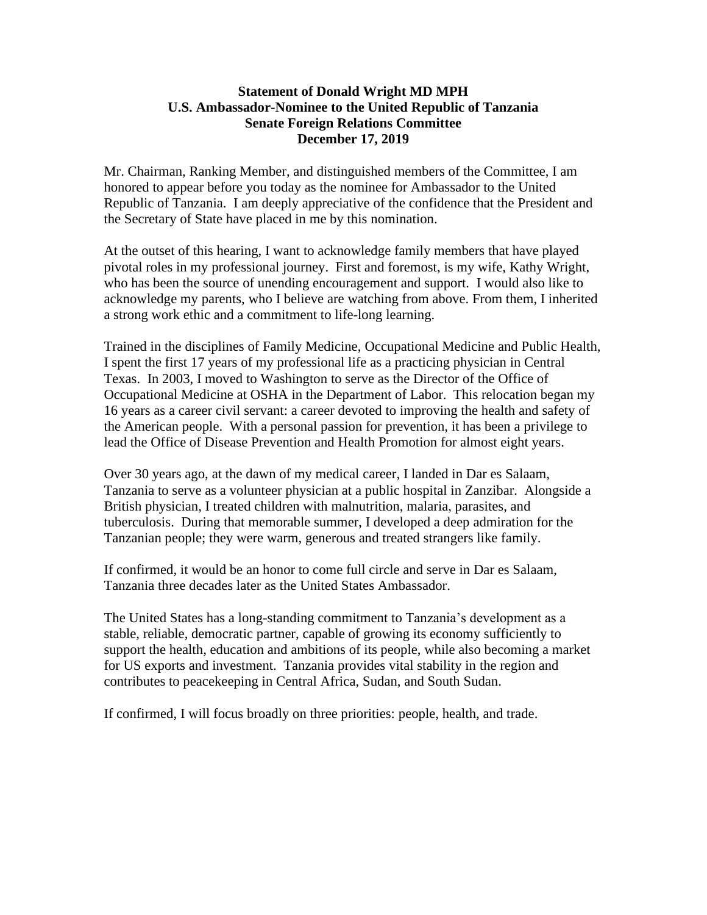**Statement of Donald Wright MD MPH**
**U.S. Ambassador-Nominee to the United Republic of Tanzania**
**Senate Foreign Relations Committee**
**December 17, 2019**

Mr. Chairman, Ranking Member, and distinguished members of the Committee, I am honored to appear before you today as the nominee for Ambassador to the United Republic of Tanzania. I am deeply appreciative of the confidence that the President and the Secretary of State have placed in me by this nomination.

At the outset of this hearing, I want to acknowledge family members that have played pivotal roles in my professional journey. First and foremost, is my wife, Kathy Wright, who has been the source of unending encouragement and support. I would also like to acknowledge my parents, who I believe are watching from above. From them, I inherited a strong work ethic and a commitment to life-long learning.

Trained in the disciplines of Family Medicine, Occupational Medicine and Public Health, I spent the first 17 years of my professional life as a practicing physician in Central Texas. In 2003, I moved to Washington to serve as the Director of the Office of Occupational Medicine at OSHA in the Department of Labor. This relocation began my 16 years as a career civil servant: a career devoted to improving the health and safety of the American people. With a personal passion for prevention, it has been a privilege to lead the Office of Disease Prevention and Health Promotion for almost eight years.

Over 30 years ago, at the dawn of my medical career, I landed in Dar es Salaam, Tanzania to serve as a volunteer physician at a public hospital in Zanzibar. Alongside a British physician, I treated children with malnutrition, malaria, parasites, and tuberculosis. During that memorable summer, I developed a deep admiration for the Tanzanian people; they were warm, generous and treated strangers like family.

If confirmed, it would be an honor to come full circle and serve in Dar es Salaam, Tanzania three decades later as the United States Ambassador.

The United States has a long-standing commitment to Tanzania's development as a stable, reliable, democratic partner, capable of growing its economy sufficiently to support the health, education and ambitions of its people, while also becoming a market for US exports and investment. Tanzania provides vital stability in the region and contributes to peacekeeping in Central Africa, Sudan, and South Sudan.

If confirmed, I will focus broadly on three priorities: people, health, and trade.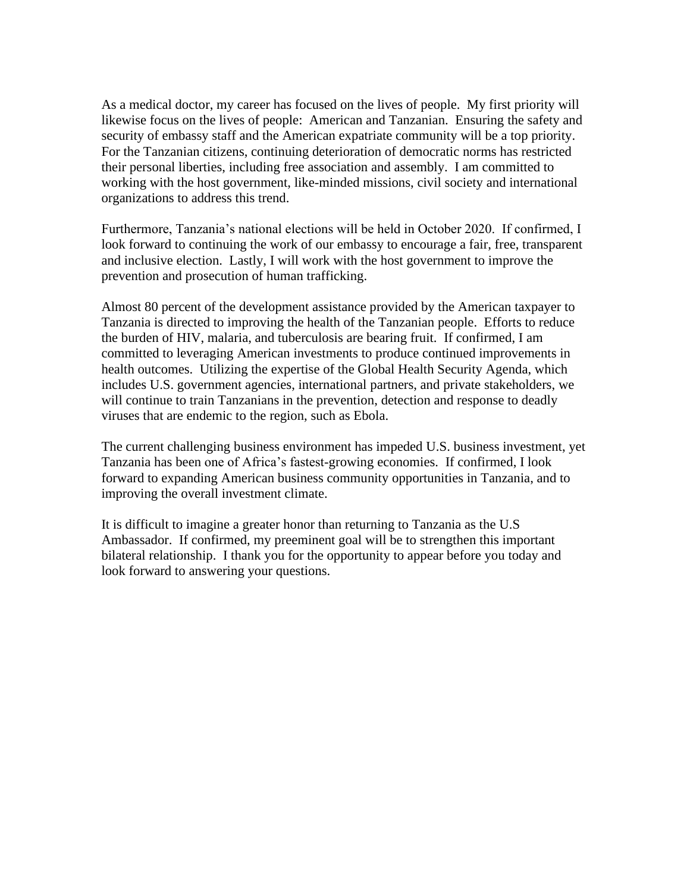As a medical doctor, my career has focused on the lives of people. My first priority will likewise focus on the lives of people: American and Tanzanian. Ensuring the safety and security of embassy staff and the American expatriate community will be a top priority. For the Tanzanian citizens, continuing deterioration of democratic norms has restricted their personal liberties, including free association and assembly. I am committed to working with the host government, like-minded missions, civil society and international organizations to address this trend.

Furthermore, Tanzania's national elections will be held in October 2020. If confirmed, I look forward to continuing the work of our embassy to encourage a fair, free, transparent and inclusive election. Lastly, I will work with the host government to improve the prevention and prosecution of human trafficking.

Almost 80 percent of the development assistance provided by the American taxpayer to Tanzania is directed to improving the health of the Tanzanian people. Efforts to reduce the burden of HIV, malaria, and tuberculosis are bearing fruit. If confirmed, I am committed to leveraging American investments to produce continued improvements in health outcomes. Utilizing the expertise of the Global Health Security Agenda, which includes U.S. government agencies, international partners, and private stakeholders, we will continue to train Tanzanians in the prevention, detection and response to deadly viruses that are endemic to the region, such as Ebola.

The current challenging business environment has impeded U.S. business investment, yet Tanzania has been one of Africa's fastest-growing economies. If confirmed, I look forward to expanding American business community opportunities in Tanzania, and to improving the overall investment climate.

It is difficult to imagine a greater honor than returning to Tanzania as the U.S Ambassador. If confirmed, my preeminent goal will be to strengthen this important bilateral relationship. I thank you for the opportunity to appear before you today and look forward to answering your questions.